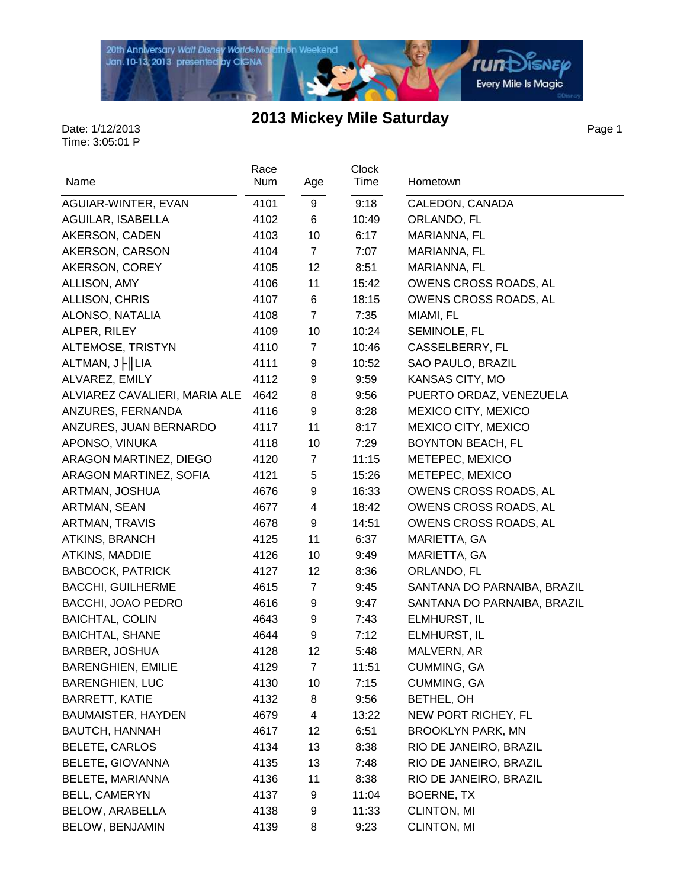# 2013 Mickey Mile Saturday

Date: 1/12/2013
Time: 3:05:01 P

| Name | Race Num | Age | Clock Time | Hometown |
|---|---|---|---|---|
| AGUIAR-WINTER, EVAN | 4101 | 9 | 9:18 | CALEDON, CANADA |
| AGUILAR, ISABELLA | 4102 | 6 | 10:49 | ORLANDO, FL |
| AKERSON, CADEN | 4103 | 10 | 6:17 | MARIANNA, FL |
| AKERSON, CARSON | 4104 | 7 | 7:07 | MARIANNA, FL |
| AKERSON, COREY | 4105 | 12 | 8:51 | MARIANNA, FL |
| ALLISON, AMY | 4106 | 11 | 15:42 | OWENS CROSS ROADS, AL |
| ALLISON, CHRIS | 4107 | 6 | 18:15 | OWENS CROSS ROADS, AL |
| ALONSO, NATALIA | 4108 | 7 | 7:35 | MIAMI, FL |
| ALPER, RILEY | 4109 | 10 | 10:24 | SEMINOLE, FL |
| ALTEMOSE, TRISTYN | 4110 | 7 | 10:46 | CASSELBERRY, FL |
| ALTMAN, J├║LIA | 4111 | 9 | 10:52 | SAO PAULO, BRAZIL |
| ALVAREZ, EMILY | 4112 | 9 | 9:59 | KANSAS CITY, MO |
| ALVIAREZ CAVALIERI, MARIA ALE | 4642 | 8 | 9:56 | PUERTO ORDAZ, VENEZUELA |
| ANZURES, FERNANDA | 4116 | 9 | 8:28 | MEXICO CITY, MEXICO |
| ANZURES, JUAN BERNARDO | 4117 | 11 | 8:17 | MEXICO CITY, MEXICO |
| APONSO, VINUKA | 4118 | 10 | 7:29 | BOYNTON BEACH, FL |
| ARAGON MARTINEZ, DIEGO | 4120 | 7 | 11:15 | METEPEC, MEXICO |
| ARAGON MARTINEZ, SOFIA | 4121 | 5 | 15:26 | METEPEC, MEXICO |
| ARTMAN, JOSHUA | 4676 | 9 | 16:33 | OWENS CROSS ROADS, AL |
| ARTMAN, SEAN | 4677 | 4 | 18:42 | OWENS CROSS ROADS, AL |
| ARTMAN, TRAVIS | 4678 | 9 | 14:51 | OWENS CROSS ROADS, AL |
| ATKINS, BRANCH | 4125 | 11 | 6:37 | MARIETTA, GA |
| ATKINS, MADDIE | 4126 | 10 | 9:49 | MARIETTA, GA |
| BABCOCK, PATRICK | 4127 | 12 | 8:36 | ORLANDO, FL |
| BACCHI, GUILHERME | 4615 | 7 | 9:45 | SANTANA DO PARNAIBA, BRAZIL |
| BACCHI, JOAO PEDRO | 4616 | 9 | 9:47 | SANTANA DO PARNAIBA, BRAZIL |
| BAICHTAL, COLIN | 4643 | 9 | 7:43 | ELMHURST, IL |
| BAICHTAL, SHANE | 4644 | 9 | 7:12 | ELMHURST, IL |
| BARBER, JOSHUA | 4128 | 12 | 5:48 | MALVERN, AR |
| BARENGHIEN, EMILIE | 4129 | 7 | 11:51 | CUMMING, GA |
| BARENGHIEN, LUC | 4130 | 10 | 7:15 | CUMMING, GA |
| BARRETT, KATIE | 4132 | 8 | 9:56 | BETHEL, OH |
| BAUMAISTER, HAYDEN | 4679 | 4 | 13:22 | NEW PORT RICHEY, FL |
| BAUTCH, HANNAH | 4617 | 12 | 6:51 | BROOKLYN PARK, MN |
| BELETE, CARLOS | 4134 | 13 | 8:38 | RIO DE JANEIRO, BRAZIL |
| BELETE, GIOVANNA | 4135 | 13 | 7:48 | RIO DE JANEIRO, BRAZIL |
| BELETE, MARIANNA | 4136 | 11 | 8:38 | RIO DE JANEIRO, BRAZIL |
| BELL, CAMERYN | 4137 | 9 | 11:04 | BOERNE, TX |
| BELOW, ARABELLA | 4138 | 9 | 11:33 | CLINTON, MI |
| BELOW, BENJAMIN | 4139 | 8 | 9:23 | CLINTON, MI |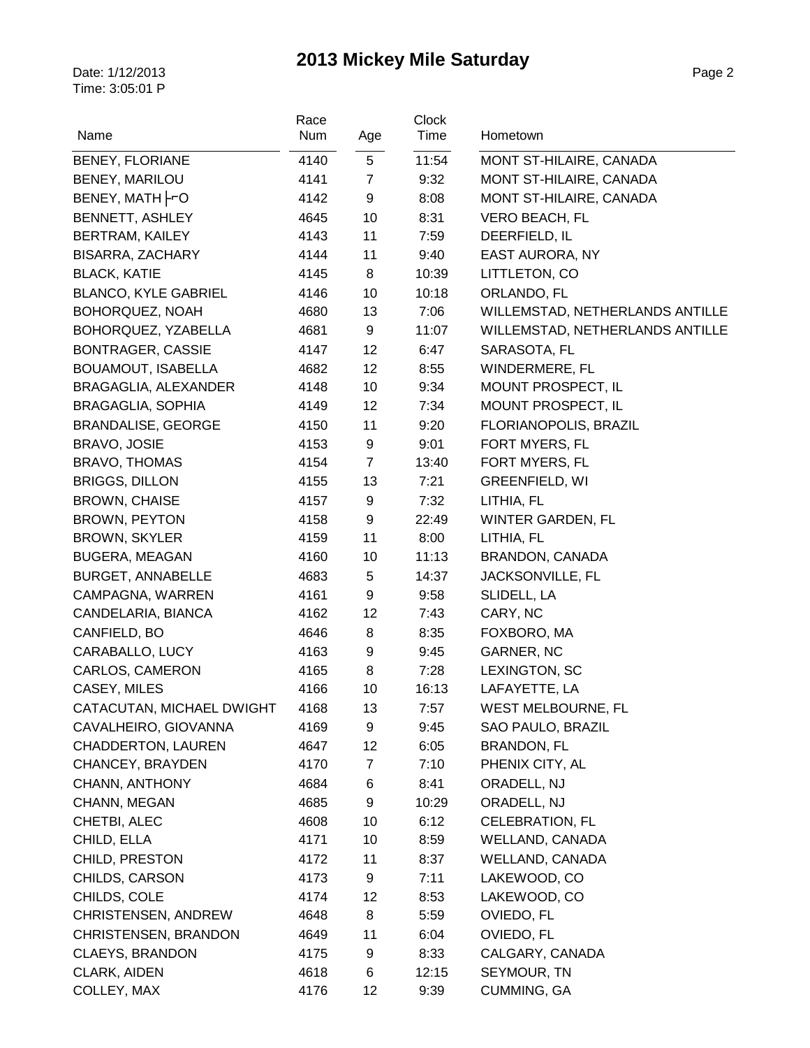# 2013 Mickey Mile Saturday

Date: 1/12/2013
Time: 3:05:01 P

| Name | Race Num | Age | Clock Time | Hometown |
|---|---|---|---|---|
| BENEY, FLORIANE | 4140 | 5 | 11:54 | MONT ST-HILAIRE, CANADA |
| BENEY, MARILOU | 4141 | 7 | 9:32 | MONT ST-HILAIRE, CANADA |
| BENEY, MATH├⌐O | 4142 | 9 | 8:08 | MONT ST-HILAIRE, CANADA |
| BENNETT, ASHLEY | 4645 | 10 | 8:31 | VERO BEACH, FL |
| BERTRAM, KAILEY | 4143 | 11 | 7:59 | DEERFIELD, IL |
| BISARRA, ZACHARY | 4144 | 11 | 9:40 | EAST AURORA, NY |
| BLACK, KATIE | 4145 | 8 | 10:39 | LITTLETON, CO |
| BLANCO, KYLE GABRIEL | 4146 | 10 | 10:18 | ORLANDO, FL |
| BOHORQUEZ, NOAH | 4680 | 13 | 7:06 | WILLEMSTAD, NETHERLANDS ANTILLE |
| BOHORQUEZ, YZABELLA | 4681 | 9 | 11:07 | WILLEMSTAD, NETHERLANDS ANTILLE |
| BONTRAGER, CASSIE | 4147 | 12 | 6:47 | SARASOTA, FL |
| BOUAMOUT, ISABELLA | 4682 | 12 | 8:55 | WINDERMERE, FL |
| BRAGAGLIA, ALEXANDER | 4148 | 10 | 9:34 | MOUNT PROSPECT, IL |
| BRAGAGLIA, SOPHIA | 4149 | 12 | 7:34 | MOUNT PROSPECT, IL |
| BRANDALISE, GEORGE | 4150 | 11 | 9:20 | FLORIANOPOLIS, BRAZIL |
| BRAVO, JOSIE | 4153 | 9 | 9:01 | FORT MYERS, FL |
| BRAVO, THOMAS | 4154 | 7 | 13:40 | FORT MYERS, FL |
| BRIGGS, DILLON | 4155 | 13 | 7:21 | GREENFIELD, WI |
| BROWN, CHAISE | 4157 | 9 | 7:32 | LITHIA, FL |
| BROWN, PEYTON | 4158 | 9 | 22:49 | WINTER GARDEN, FL |
| BROWN, SKYLER | 4159 | 11 | 8:00 | LITHIA, FL |
| BUGERA, MEAGAN | 4160 | 10 | 11:13 | BRANDON, CANADA |
| BURGET, ANNABELLE | 4683 | 5 | 14:37 | JACKSONVILLE, FL |
| CAMPAGNA, WARREN | 4161 | 9 | 9:58 | SLIDELL, LA |
| CANDELARIA, BIANCA | 4162 | 12 | 7:43 | CARY, NC |
| CANFIELD, BO | 4646 | 8 | 8:35 | FOXBORO, MA |
| CARABALLO, LUCY | 4163 | 9 | 9:45 | GARNER, NC |
| CARLOS, CAMERON | 4165 | 8 | 7:28 | LEXINGTON, SC |
| CASEY, MILES | 4166 | 10 | 16:13 | LAFAYETTE, LA |
| CATACUTAN, MICHAEL DWIGHT | 4168 | 13 | 7:57 | WEST MELBOURNE, FL |
| CAVALHEIRO, GIOVANNA | 4169 | 9 | 9:45 | SAO PAULO, BRAZIL |
| CHADDERTON, LAUREN | 4647 | 12 | 6:05 | BRANDON, FL |
| CHANCEY, BRAYDEN | 4170 | 7 | 7:10 | PHENIX CITY, AL |
| CHANN, ANTHONY | 4684 | 6 | 8:41 | ORADELL, NJ |
| CHANN, MEGAN | 4685 | 9 | 10:29 | ORADELL, NJ |
| CHETBI, ALEC | 4608 | 10 | 6:12 | CELEBRATION, FL |
| CHILD, ELLA | 4171 | 10 | 8:59 | WELLAND, CANADA |
| CHILD, PRESTON | 4172 | 11 | 8:37 | WELLAND, CANADA |
| CHILDS, CARSON | 4173 | 9 | 7:11 | LAKEWOOD, CO |
| CHILDS, COLE | 4174 | 12 | 8:53 | LAKEWOOD, CO |
| CHRISTENSEN, ANDREW | 4648 | 8 | 5:59 | OVIEDO, FL |
| CHRISTENSEN, BRANDON | 4649 | 11 | 6:04 | OVIEDO, FL |
| CLAEYS, BRANDON | 4175 | 9 | 8:33 | CALGARY, CANADA |
| CLARK, AIDEN | 4618 | 6 | 12:15 | SEYMOUR, TN |
| COLLEY, MAX | 4176 | 12 | 9:39 | CUMMING, GA |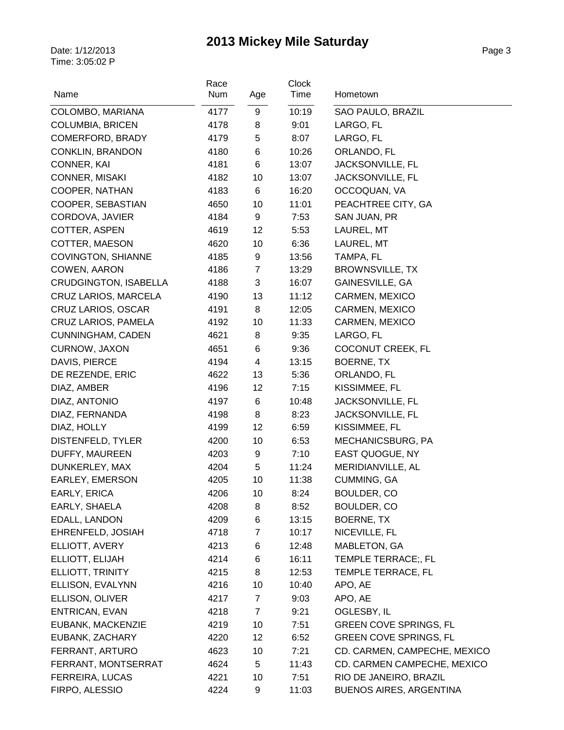# 2013 Mickey Mile Saturday

Date: 1/12/2013
Time: 3:05:02 P

| Name | Race Num | Age | Clock Time | Hometown |
|---|---|---|---|---|
| COLOMBO, MARIANA | 4177 | 9 | 10:19 | SAO PAULO, BRAZIL |
| COLUMBIA, BRICEN | 4178 | 8 | 9:01 | LARGO, FL |
| COMERFORD, BRADY | 4179 | 5 | 8:07 | LARGO, FL |
| CONKLIN, BRANDON | 4180 | 6 | 10:26 | ORLANDO, FL |
| CONNER, KAI | 4181 | 6 | 13:07 | JACKSONVILLE, FL |
| CONNER, MISAKI | 4182 | 10 | 13:07 | JACKSONVILLE, FL |
| COOPER, NATHAN | 4183 | 6 | 16:20 | OCCOQUAN, VA |
| COOPER, SEBASTIAN | 4650 | 10 | 11:01 | PEACHTREE CITY, GA |
| CORDOVA, JAVIER | 4184 | 9 | 7:53 | SAN JUAN, PR |
| COTTER, ASPEN | 4619 | 12 | 5:53 | LAUREL, MT |
| COTTER, MAESON | 4620 | 10 | 6:36 | LAUREL, MT |
| COVINGTON, SHIANNE | 4185 | 9 | 13:56 | TAMPA, FL |
| COWEN, AARON | 4186 | 7 | 13:29 | BROWNSVILLE, TX |
| CRUDGINGTON, ISABELLA | 4188 | 3 | 16:07 | GAINESVILLE, GA |
| CRUZ LARIOS, MARCELA | 4190 | 13 | 11:12 | CARMEN, MEXICO |
| CRUZ LARIOS, OSCAR | 4191 | 8 | 12:05 | CARMEN, MEXICO |
| CRUZ LARIOS, PAMELA | 4192 | 10 | 11:33 | CARMEN, MEXICO |
| CUNNINGHAM, CADEN | 4621 | 8 | 9:35 | LARGO, FL |
| CURNOW, JAXON | 4651 | 6 | 9:36 | COCONUT CREEK, FL |
| DAVIS, PIERCE | 4194 | 4 | 13:15 | BOERNE, TX |
| DE REZENDE, ERIC | 4622 | 13 | 5:36 | ORLANDO, FL |
| DIAZ, AMBER | 4196 | 12 | 7:15 | KISSIMMEE, FL |
| DIAZ, ANTONIO | 4197 | 6 | 10:48 | JACKSONVILLE, FL |
| DIAZ, FERNANDA | 4198 | 8 | 8:23 | JACKSONVILLE, FL |
| DIAZ, HOLLY | 4199 | 12 | 6:59 | KISSIMMEE, FL |
| DISTENFELD, TYLER | 4200 | 10 | 6:53 | MECHANICSBURG, PA |
| DUFFY, MAUREEN | 4203 | 9 | 7:10 | EAST QUOGUE, NY |
| DUNKERLEY, MAX | 4204 | 5 | 11:24 | MERIDIANVILLE, AL |
| EARLEY, EMERSON | 4205 | 10 | 11:38 | CUMMING, GA |
| EARLY, ERICA | 4206 | 10 | 8:24 | BOULDER, CO |
| EARLY, SHAELA | 4208 | 8 | 8:52 | BOULDER, CO |
| EDALL, LANDON | 4209 | 6 | 13:15 | BOERNE, TX |
| EHRENFELD, JOSIAH | 4718 | 7 | 10:17 | NICEVILLE, FL |
| ELLIOTT, AVERY | 4213 | 6 | 12:48 | MABLETON, GA |
| ELLIOTT, ELIJAH | 4214 | 6 | 16:11 | TEMPLE TERRACE;, FL |
| ELLIOTT, TRINITY | 4215 | 8 | 12:53 | TEMPLE TERRACE, FL |
| ELLISON, EVALYNN | 4216 | 10 | 10:40 | APO, AE |
| ELLISON, OLIVER | 4217 | 7 | 9:03 | APO, AE |
| ENTRICAN, EVAN | 4218 | 7 | 9:21 | OGLESBY, IL |
| EUBANK, MACKENZIE | 4219 | 10 | 7:51 | GREEN COVE SPRINGS, FL |
| EUBANK, ZACHARY | 4220 | 12 | 6:52 | GREEN COVE SPRINGS, FL |
| FERRANT, ARTURO | 4623 | 10 | 7:21 | CD. CARMEN, CAMPECHE, MEXICO |
| FERRANT, MONTSERRAT | 4624 | 5 | 11:43 | CD. CARMEN CAMPECHE, MEXICO |
| FERREIRA, LUCAS | 4221 | 10 | 7:51 | RIO DE JANEIRO, BRAZIL |
| FIRPO, ALESSIO | 4224 | 9 | 11:03 | BUENOS AIRES, ARGENTINA |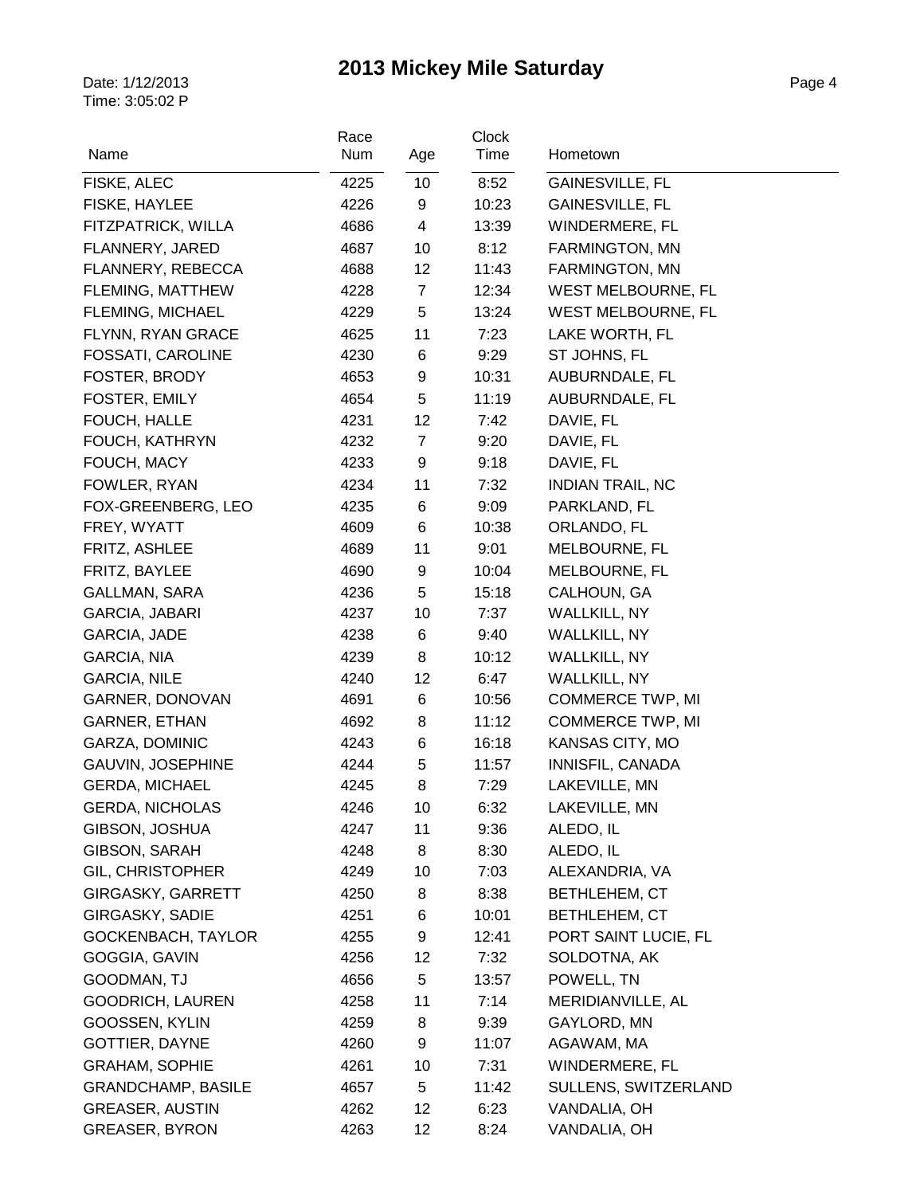# 2013 Mickey Mile Saturday

Date: 1/12/2013
Time: 3:05:02 P

| Name | Race Num | Age | Clock Time | Hometown |
|---|---|---|---|---|
| FISKE, ALEC | 4225 | 10 | 8:52 | GAINESVILLE, FL |
| FISKE, HAYLEE | 4226 | 9 | 10:23 | GAINESVILLE, FL |
| FITZPATRICK, WILLA | 4686 | 4 | 13:39 | WINDERMERE, FL |
| FLANNERY, JARED | 4687 | 10 | 8:12 | FARMINGTON, MN |
| FLANNERY, REBECCA | 4688 | 12 | 11:43 | FARMINGTON, MN |
| FLEMING, MATTHEW | 4228 | 7 | 12:34 | WEST MELBOURNE, FL |
| FLEMING, MICHAEL | 4229 | 5 | 13:24 | WEST MELBOURNE, FL |
| FLYNN, RYAN GRACE | 4625 | 11 | 7:23 | LAKE WORTH, FL |
| FOSSATI, CAROLINE | 4230 | 6 | 9:29 | ST JOHNS, FL |
| FOSTER, BRODY | 4653 | 9 | 10:31 | AUBURNDALE, FL |
| FOSTER, EMILY | 4654 | 5 | 11:19 | AUBURNDALE, FL |
| FOUCH, HALLE | 4231 | 12 | 7:42 | DAVIE, FL |
| FOUCH, KATHRYN | 4232 | 7 | 9:20 | DAVIE, FL |
| FOUCH, MACY | 4233 | 9 | 9:18 | DAVIE, FL |
| FOWLER, RYAN | 4234 | 11 | 7:32 | INDIAN TRAIL, NC |
| FOX-GREENBERG, LEO | 4235 | 6 | 9:09 | PARKLAND, FL |
| FREY, WYATT | 4609 | 6 | 10:38 | ORLANDO, FL |
| FRITZ, ASHLEE | 4689 | 11 | 9:01 | MELBOURNE, FL |
| FRITZ, BAYLEE | 4690 | 9 | 10:04 | MELBOURNE, FL |
| GALLMAN, SARA | 4236 | 5 | 15:18 | CALHOUN, GA |
| GARCIA, JABARI | 4237 | 10 | 7:37 | WALLKILL, NY |
| GARCIA, JADE | 4238 | 6 | 9:40 | WALLKILL, NY |
| GARCIA, NIA | 4239 | 8 | 10:12 | WALLKILL, NY |
| GARCIA, NILE | 4240 | 12 | 6:47 | WALLKILL, NY |
| GARNER, DONOVAN | 4691 | 6 | 10:56 | COMMERCE TWP, MI |
| GARNER, ETHAN | 4692 | 8 | 11:12 | COMMERCE TWP, MI |
| GARZA, DOMINIC | 4243 | 6 | 16:18 | KANSAS CITY, MO |
| GAUVIN, JOSEPHINE | 4244 | 5 | 11:57 | INNISFIL, CANADA |
| GERDA, MICHAEL | 4245 | 8 | 7:29 | LAKEVILLE, MN |
| GERDA, NICHOLAS | 4246 | 10 | 6:32 | LAKEVILLE, MN |
| GIBSON, JOSHUA | 4247 | 11 | 9:36 | ALEDO, IL |
| GIBSON, SARAH | 4248 | 8 | 8:30 | ALEDO, IL |
| GIL, CHRISTOPHER | 4249 | 10 | 7:03 | ALEXANDRIA, VA |
| GIRGASKY, GARRETT | 4250 | 8 | 8:38 | BETHLEHEM, CT |
| GIRGASKY, SADIE | 4251 | 6 | 10:01 | BETHLEHEM, CT |
| GOCKENBACH, TAYLOR | 4255 | 9 | 12:41 | PORT SAINT LUCIE, FL |
| GOGGIA, GAVIN | 4256 | 12 | 7:32 | SOLDOTNA, AK |
| GOODMAN, TJ | 4656 | 5 | 13:57 | POWELL, TN |
| GOODRICH, LAUREN | 4258 | 11 | 7:14 | MERIDIANVILLE, AL |
| GOOSSEN, KYLIN | 4259 | 8 | 9:39 | GAYLORD, MN |
| GOTTIER, DAYNE | 4260 | 9 | 11:07 | AGAWAM, MA |
| GRAHAM, SOPHIE | 4261 | 10 | 7:31 | WINDERMERE, FL |
| GRANDCHAMP, BASILE | 4657 | 5 | 11:42 | SULLENS, SWITZERLAND |
| GREASER, AUSTIN | 4262 | 12 | 6:23 | VANDALIA, OH |
| GREASER, BYRON | 4263 | 12 | 8:24 | VANDALIA, OH |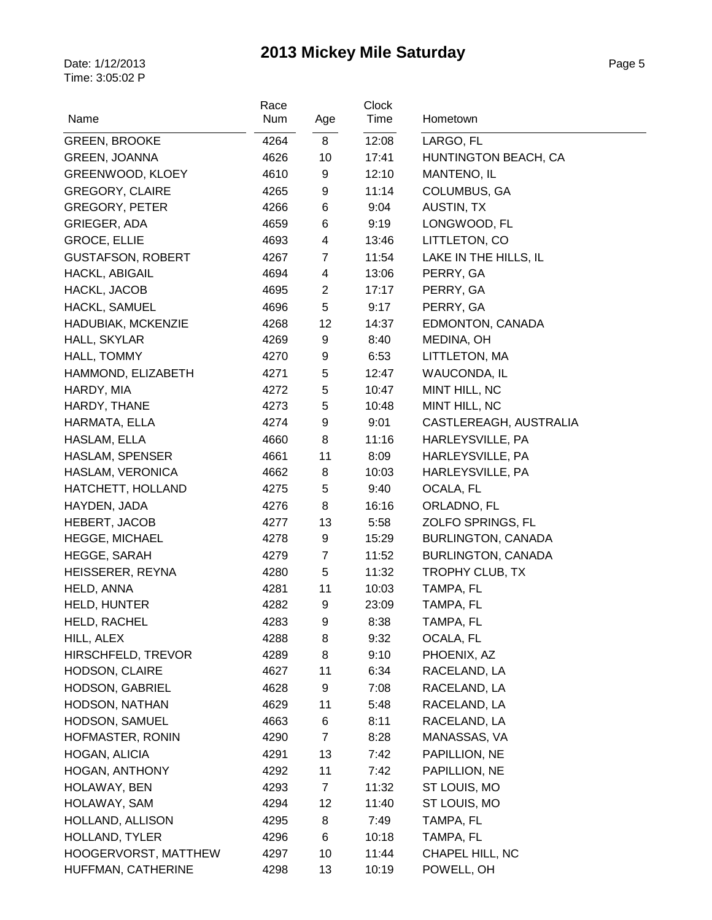# 2013 Mickey Mile Saturday

Date: 1/12/2013
Time: 3:05:02 P

| Name | Race Num | Age | Clock Time | Hometown |
|---|---|---|---|---|
| GREEN, BROOKE | 4264 | 8 | 12:08 | LARGO, FL |
| GREEN, JOANNA | 4626 | 10 | 17:41 | HUNTINGTON BEACH, CA |
| GREENWOOD, KLOEY | 4610 | 9 | 12:10 | MANTENO, IL |
| GREGORY, CLAIRE | 4265 | 9 | 11:14 | COLUMBUS, GA |
| GREGORY, PETER | 4266 | 6 | 9:04 | AUSTIN, TX |
| GRIEGER, ADA | 4659 | 6 | 9:19 | LONGWOOD, FL |
| GROCE, ELLIE | 4693 | 4 | 13:46 | LITTLETON, CO |
| GUSTAFSON, ROBERT | 4267 | 7 | 11:54 | LAKE IN THE HILLS, IL |
| HACKL, ABIGAIL | 4694 | 4 | 13:06 | PERRY, GA |
| HACKL, JACOB | 4695 | 2 | 17:17 | PERRY, GA |
| HACKL, SAMUEL | 4696 | 5 | 9:17 | PERRY, GA |
| HADUBIAK, MCKENZIE | 4268 | 12 | 14:37 | EDMONTON, CANADA |
| HALL, SKYLAR | 4269 | 9 | 8:40 | MEDINA, OH |
| HALL, TOMMY | 4270 | 9 | 6:53 | LITTLETON, MA |
| HAMMOND, ELIZABETH | 4271 | 5 | 12:47 | WAUCONDA, IL |
| HARDY, MIA | 4272 | 5 | 10:47 | MINT HILL, NC |
| HARDY, THANE | 4273 | 5 | 10:48 | MINT HILL, NC |
| HARMATA, ELLA | 4274 | 9 | 9:01 | CASTLEREAGH, AUSTRALIA |
| HASLAM, ELLA | 4660 | 8 | 11:16 | HARLEYSVILLE, PA |
| HASLAM, SPENSER | 4661 | 11 | 8:09 | HARLEYSVILLE, PA |
| HASLAM, VERONICA | 4662 | 8 | 10:03 | HARLEYSVILLE, PA |
| HATCHETT, HOLLAND | 4275 | 5 | 9:40 | OCALA, FL |
| HAYDEN, JADA | 4276 | 8 | 16:16 | ORLADNO, FL |
| HEBERT, JACOB | 4277 | 13 | 5:58 | ZOLFO SPRINGS, FL |
| HEGGE, MICHAEL | 4278 | 9 | 15:29 | BURLINGTON, CANADA |
| HEGGE, SARAH | 4279 | 7 | 11:52 | BURLINGTON, CANADA |
| HEISSERER, REYNA | 4280 | 5 | 11:32 | TROPHY CLUB, TX |
| HELD, ANNA | 4281 | 11 | 10:03 | TAMPA, FL |
| HELD, HUNTER | 4282 | 9 | 23:09 | TAMPA, FL |
| HELD, RACHEL | 4283 | 9 | 8:38 | TAMPA, FL |
| HILL, ALEX | 4288 | 8 | 9:32 | OCALA, FL |
| HIRSCHFELD, TREVOR | 4289 | 8 | 9:10 | PHOENIX, AZ |
| HODSON, CLAIRE | 4627 | 11 | 6:34 | RACELAND, LA |
| HODSON, GABRIEL | 4628 | 9 | 7:08 | RACELAND, LA |
| HODSON, NATHAN | 4629 | 11 | 5:48 | RACELAND, LA |
| HODSON, SAMUEL | 4663 | 6 | 8:11 | RACELAND, LA |
| HOFMASTER, RONIN | 4290 | 7 | 8:28 | MANASSAS, VA |
| HOGAN, ALICIA | 4291 | 13 | 7:42 | PAPILLION, NE |
| HOGAN, ANTHONY | 4292 | 11 | 7:42 | PAPILLION, NE |
| HOLAWAY, BEN | 4293 | 7 | 11:32 | ST LOUIS, MO |
| HOLAWAY, SAM | 4294 | 12 | 11:40 | ST LOUIS, MO |
| HOLLAND, ALLISON | 4295 | 8 | 7:49 | TAMPA, FL |
| HOLLAND, TYLER | 4296 | 6 | 10:18 | TAMPA, FL |
| HOOGERVORST, MATTHEW | 4297 | 10 | 11:44 | CHAPEL HILL, NC |
| HUFFMAN, CATHERINE | 4298 | 13 | 10:19 | POWELL, OH |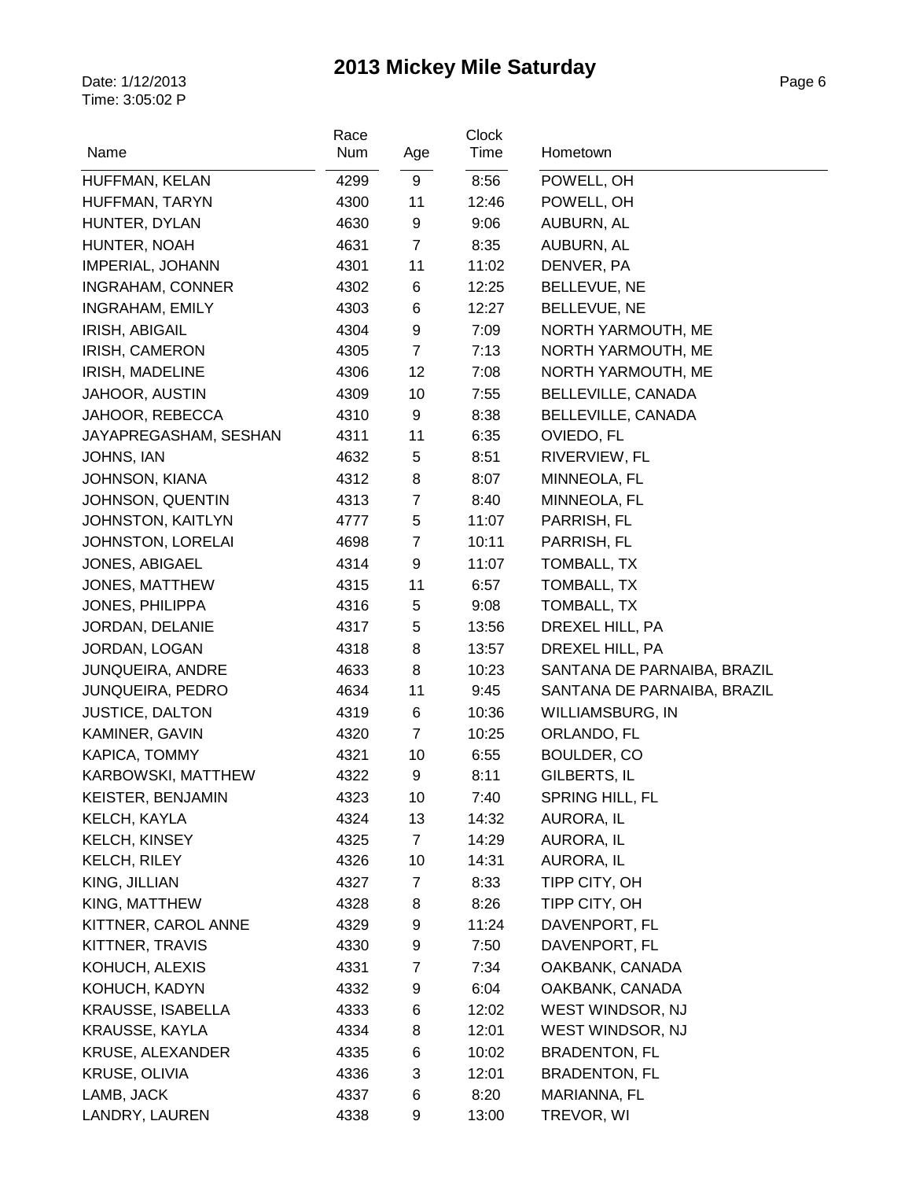# 2013 Mickey Mile Saturday

Date: 1/12/2013
Time: 3:05:02 P

| Name | Race Num | Age | Clock Time | Hometown |
|---|---|---|---|---|
| HUFFMAN, KELAN | 4299 | 9 | 8:56 | POWELL, OH |
| HUFFMAN, TARYN | 4300 | 11 | 12:46 | POWELL, OH |
| HUNTER, DYLAN | 4630 | 9 | 9:06 | AUBURN, AL |
| HUNTER, NOAH | 4631 | 7 | 8:35 | AUBURN, AL |
| IMPERIAL, JOHANN | 4301 | 11 | 11:02 | DENVER, PA |
| INGRAHAM, CONNER | 4302 | 6 | 12:25 | BELLEVUE, NE |
| INGRAHAM, EMILY | 4303 | 6 | 12:27 | BELLEVUE, NE |
| IRISH, ABIGAIL | 4304 | 9 | 7:09 | NORTH YARMOUTH, ME |
| IRISH, CAMERON | 4305 | 7 | 7:13 | NORTH YARMOUTH, ME |
| IRISH, MADELINE | 4306 | 12 | 7:08 | NORTH YARMOUTH, ME |
| JAHOOR, AUSTIN | 4309 | 10 | 7:55 | BELLEVILLE, CANADA |
| JAHOOR, REBECCA | 4310 | 9 | 8:38 | BELLEVILLE, CANADA |
| JAYAPREGASHAM, SESHAN | 4311 | 11 | 6:35 | OVIEDO, FL |
| JOHNS, IAN | 4632 | 5 | 8:51 | RIVERVIEW, FL |
| JOHNSON, KIANA | 4312 | 8 | 8:07 | MINNEOLA, FL |
| JOHNSON, QUENTIN | 4313 | 7 | 8:40 | MINNEOLA, FL |
| JOHNSTON, KAITLYN | 4777 | 5 | 11:07 | PARRISH, FL |
| JOHNSTON, LORELAI | 4698 | 7 | 10:11 | PARRISH, FL |
| JONES, ABIGAEL | 4314 | 9 | 11:07 | TOMBALL, TX |
| JONES, MATTHEW | 4315 | 11 | 6:57 | TOMBALL, TX |
| JONES, PHILIPPA | 4316 | 5 | 9:08 | TOMBALL, TX |
| JORDAN, DELANIE | 4317 | 5 | 13:56 | DREXEL HILL, PA |
| JORDAN, LOGAN | 4318 | 8 | 13:57 | DREXEL HILL, PA |
| JUNQUEIRA, ANDRE | 4633 | 8 | 10:23 | SANTANA DE PARNAIBA, BRAZIL |
| JUNQUEIRA, PEDRO | 4634 | 11 | 9:45 | SANTANA DE PARNAIBA, BRAZIL |
| JUSTICE, DALTON | 4319 | 6 | 10:36 | WILLIAMSBURG, IN |
| KAMINER, GAVIN | 4320 | 7 | 10:25 | ORLANDO, FL |
| KAPICA, TOMMY | 4321 | 10 | 6:55 | BOULDER, CO |
| KARBOWSKI, MATTHEW | 4322 | 9 | 8:11 | GILBERTS, IL |
| KEISTER, BENJAMIN | 4323 | 10 | 7:40 | SPRING HILL, FL |
| KELCH, KAYLA | 4324 | 13 | 14:32 | AURORA, IL |
| KELCH, KINSEY | 4325 | 7 | 14:29 | AURORA, IL |
| KELCH, RILEY | 4326 | 10 | 14:31 | AURORA, IL |
| KING, JILLIAN | 4327 | 7 | 8:33 | TIPP CITY, OH |
| KING, MATTHEW | 4328 | 8 | 8:26 | TIPP CITY, OH |
| KITTNER, CAROL ANNE | 4329 | 9 | 11:24 | DAVENPORT, FL |
| KITTNER, TRAVIS | 4330 | 9 | 7:50 | DAVENPORT, FL |
| KOHUCH, ALEXIS | 4331 | 7 | 7:34 | OAKBANK, CANADA |
| KOHUCH, KADYN | 4332 | 9 | 6:04 | OAKBANK, CANADA |
| KRAUSSE, ISABELLA | 4333 | 6 | 12:02 | WEST WINDSOR, NJ |
| KRAUSSE, KAYLA | 4334 | 8 | 12:01 | WEST WINDSOR, NJ |
| KRUSE, ALEXANDER | 4335 | 6 | 10:02 | BRADENTON, FL |
| KRUSE, OLIVIA | 4336 | 3 | 12:01 | BRADENTON, FL |
| LAMB, JACK | 4337 | 6 | 8:20 | MARIANNA, FL |
| LANDRY, LAUREN | 4338 | 9 | 13:00 | TREVOR, WI |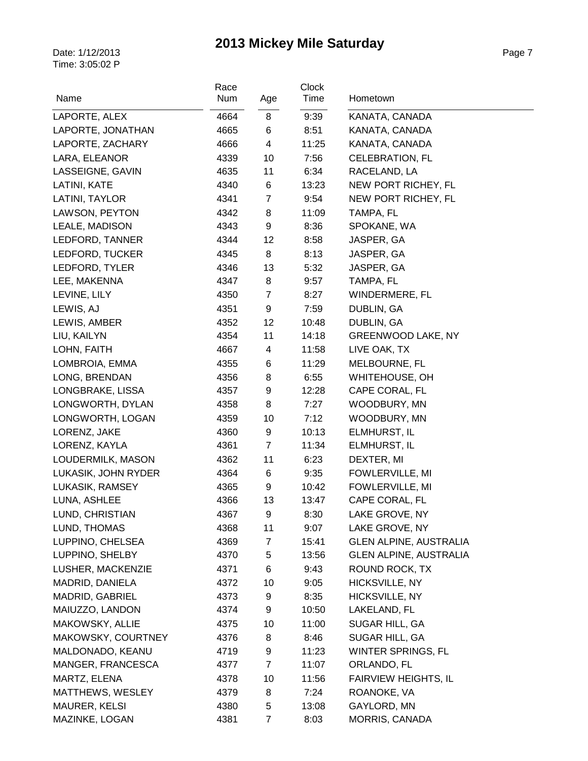# 2013 Mickey Mile Saturday

Date: 1/12/2013
Time: 3:05:02 P

| Name | Race Num | Age | Clock Time | Hometown |
|---|---|---|---|---|
| LAPORTE, ALEX | 4664 | 8 | 9:39 | KANATA, CANADA |
| LAPORTE, JONATHAN | 4665 | 6 | 8:51 | KANATA, CANADA |
| LAPORTE, ZACHARY | 4666 | 4 | 11:25 | KANATA, CANADA |
| LARA, ELEANOR | 4339 | 10 | 7:56 | CELEBRATION, FL |
| LASSEIGNE, GAVIN | 4635 | 11 | 6:34 | RACELAND, LA |
| LATINI, KATE | 4340 | 6 | 13:23 | NEW PORT RICHEY, FL |
| LATINI, TAYLOR | 4341 | 7 | 9:54 | NEW PORT RICHEY, FL |
| LAWSON, PEYTON | 4342 | 8 | 11:09 | TAMPA, FL |
| LEALE, MADISON | 4343 | 9 | 8:36 | SPOKANE, WA |
| LEDFORD, TANNER | 4344 | 12 | 8:58 | JASPER, GA |
| LEDFORD, TUCKER | 4345 | 8 | 8:13 | JASPER, GA |
| LEDFORD, TYLER | 4346 | 13 | 5:32 | JASPER, GA |
| LEE, MAKENNA | 4347 | 8 | 9:57 | TAMPA, FL |
| LEVINE, LILY | 4350 | 7 | 8:27 | WINDERMERE, FL |
| LEWIS, AJ | 4351 | 9 | 7:59 | DUBLIN, GA |
| LEWIS, AMBER | 4352 | 12 | 10:48 | DUBLIN, GA |
| LIU, KAILYN | 4354 | 11 | 14:18 | GREENWOOD LAKE, NY |
| LOHN, FAITH | 4667 | 4 | 11:58 | LIVE OAK, TX |
| LOMBROIA, EMMA | 4355 | 6 | 11:29 | MELBOURNE, FL |
| LONG, BRENDAN | 4356 | 8 | 6:55 | WHITEHOUSE, OH |
| LONGBRAKE, LISSA | 4357 | 9 | 12:28 | CAPE CORAL, FL |
| LONGWORTH, DYLAN | 4358 | 8 | 7:27 | WOODBURY, MN |
| LONGWORTH, LOGAN | 4359 | 10 | 7:12 | WOODBURY, MN |
| LORENZ, JAKE | 4360 | 9 | 10:13 | ELMHURST, IL |
| LORENZ, KAYLA | 4361 | 7 | 11:34 | ELMHURST, IL |
| LOUDERMILK, MASON | 4362 | 11 | 6:23 | DEXTER, MI |
| LUKASIK, JOHN RYDER | 4364 | 6 | 9:35 | FOWLERVILLE, MI |
| LUKASIK, RAMSEY | 4365 | 9 | 10:42 | FOWLERVILLE, MI |
| LUNA, ASHLEE | 4366 | 13 | 13:47 | CAPE CORAL, FL |
| LUND, CHRISTIAN | 4367 | 9 | 8:30 | LAKE GROVE, NY |
| LUND, THOMAS | 4368 | 11 | 9:07 | LAKE GROVE, NY |
| LUPPINO, CHELSEA | 4369 | 7 | 15:41 | GLEN ALPINE, AUSTRALIA |
| LUPPINO, SHELBY | 4370 | 5 | 13:56 | GLEN ALPINE, AUSTRALIA |
| LUSHER, MACKENZIE | 4371 | 6 | 9:43 | ROUND ROCK, TX |
| MADRID, DANIELA | 4372 | 10 | 9:05 | HICKSVILLE, NY |
| MADRID, GABRIEL | 4373 | 9 | 8:35 | HICKSVILLE, NY |
| MAIUZZO, LANDON | 4374 | 9 | 10:50 | LAKELAND, FL |
| MAKOWSKY, ALLIE | 4375 | 10 | 11:00 | SUGAR HILL, GA |
| MAKOWSKY, COURTNEY | 4376 | 8 | 8:46 | SUGAR HILL, GA |
| MALDONADO, KEANU | 4719 | 9 | 11:23 | WINTER SPRINGS, FL |
| MANGER, FRANCESCA | 4377 | 7 | 11:07 | ORLANDO, FL |
| MARTZ, ELENA | 4378 | 10 | 11:56 | FAIRVIEW HEIGHTS, IL |
| MATTHEWS, WESLEY | 4379 | 8 | 7:24 | ROANOKE, VA |
| MAURER, KELSI | 4380 | 5 | 13:08 | GAYLORD, MN |
| MAZINKE, LOGAN | 4381 | 7 | 8:03 | MORRIS, CANADA |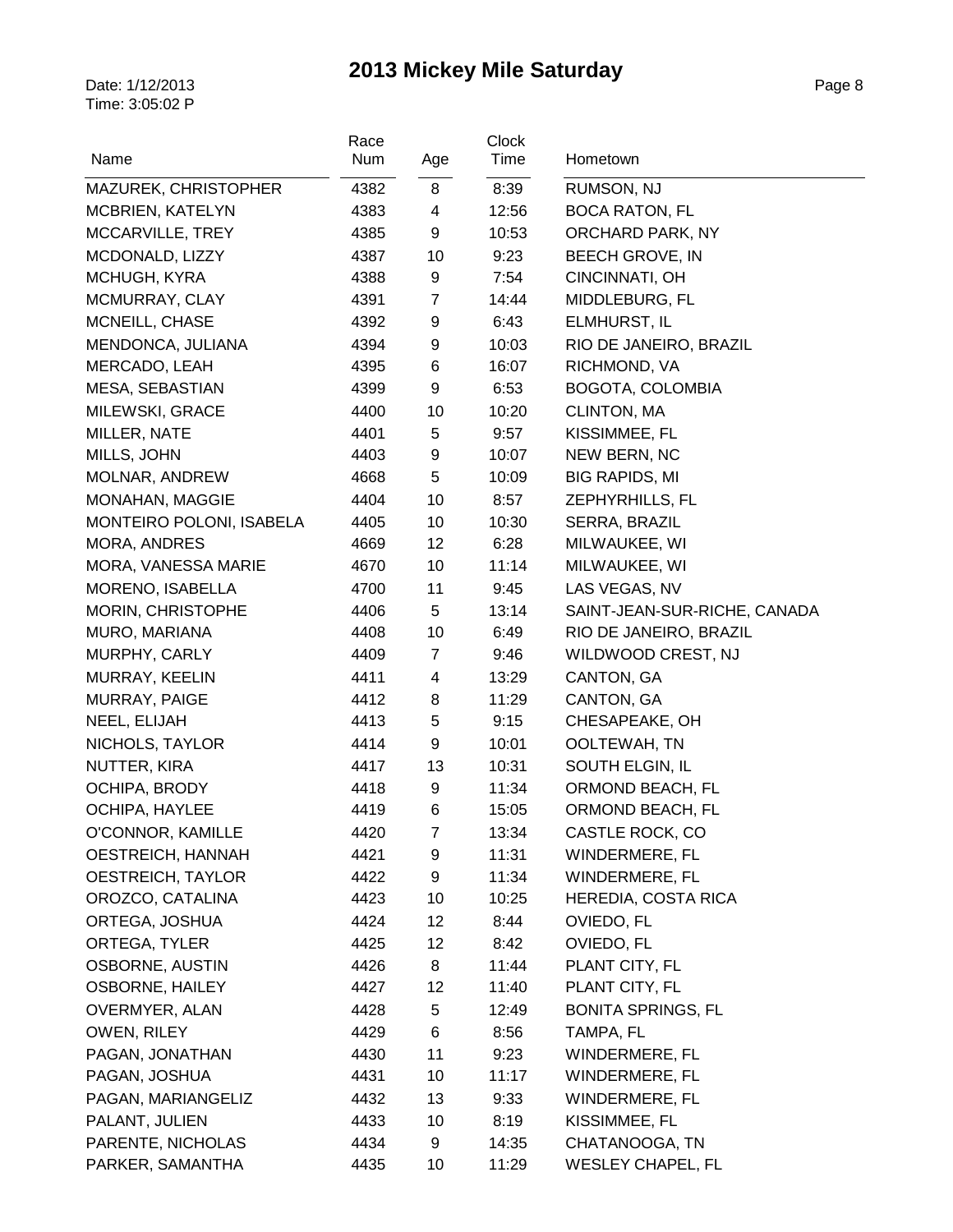# 2013 Mickey Mile Saturday

Date: 1/12/2013
Time: 3:05:02 P

| Name | Race Num | Age | Clock Time | Hometown |
|---|---|---|---|---|
| MAZUREK, CHRISTOPHER | 4382 | 8 | 8:39 | RUMSON, NJ |
| MCBRIEN, KATELYN | 4383 | 4 | 12:56 | BOCA RATON, FL |
| MCCARVILLE, TREY | 4385 | 9 | 10:53 | ORCHARD PARK, NY |
| MCDONALD, LIZZY | 4387 | 10 | 9:23 | BEECH GROVE, IN |
| MCHUGH, KYRA | 4388 | 9 | 7:54 | CINCINNATI, OH |
| MCMURRAY, CLAY | 4391 | 7 | 14:44 | MIDDLEBURG, FL |
| MCNEILL, CHASE | 4392 | 9 | 6:43 | ELMHURST, IL |
| MENDONCA, JULIANA | 4394 | 9 | 10:03 | RIO DE JANEIRO, BRAZIL |
| MERCADO, LEAH | 4395 | 6 | 16:07 | RICHMOND, VA |
| MESA, SEBASTIAN | 4399 | 9 | 6:53 | BOGOTA, COLOMBIA |
| MILEWSKI, GRACE | 4400 | 10 | 10:20 | CLINTON, MA |
| MILLER, NATE | 4401 | 5 | 9:57 | KISSIMMEE, FL |
| MILLS, JOHN | 4403 | 9 | 10:07 | NEW BERN, NC |
| MOLNAR, ANDREW | 4668 | 5 | 10:09 | BIG RAPIDS, MI |
| MONAHAN, MAGGIE | 4404 | 10 | 8:57 | ZEPHYRHILLS, FL |
| MONTEIRO POLONI, ISABELA | 4405 | 10 | 10:30 | SERRA, BRAZIL |
| MORA, ANDRES | 4669 | 12 | 6:28 | MILWAUKEE, WI |
| MORA, VANESSA MARIE | 4670 | 10 | 11:14 | MILWAUKEE, WI |
| MORENO, ISABELLA | 4700 | 11 | 9:45 | LAS VEGAS, NV |
| MORIN, CHRISTOPHE | 4406 | 5 | 13:14 | SAINT-JEAN-SUR-RICHE, CANADA |
| MURO, MARIANA | 4408 | 10 | 6:49 | RIO DE JANEIRO, BRAZIL |
| MURPHY, CARLY | 4409 | 7 | 9:46 | WILDWOOD CREST, NJ |
| MURRAY, KEELIN | 4411 | 4 | 13:29 | CANTON, GA |
| MURRAY, PAIGE | 4412 | 8 | 11:29 | CANTON, GA |
| NEEL, ELIJAH | 4413 | 5 | 9:15 | CHESAPEAKE, OH |
| NICHOLS, TAYLOR | 4414 | 9 | 10:01 | OOLTEWAH, TN |
| NUTTER, KIRA | 4417 | 13 | 10:31 | SOUTH ELGIN, IL |
| OCHIPA, BRODY | 4418 | 9 | 11:34 | ORMOND BEACH, FL |
| OCHIPA, HAYLEE | 4419 | 6 | 15:05 | ORMOND BEACH, FL |
| O'CONNOR, KAMILLE | 4420 | 7 | 13:34 | CASTLE ROCK, CO |
| OESTREICH, HANNAH | 4421 | 9 | 11:31 | WINDERMERE, FL |
| OESTREICH, TAYLOR | 4422 | 9 | 11:34 | WINDERMERE, FL |
| OROZCO, CATALINA | 4423 | 10 | 10:25 | HEREDIA, COSTA RICA |
| ORTEGA, JOSHUA | 4424 | 12 | 8:44 | OVIEDO, FL |
| ORTEGA, TYLER | 4425 | 12 | 8:42 | OVIEDO, FL |
| OSBORNE, AUSTIN | 4426 | 8 | 11:44 | PLANT CITY, FL |
| OSBORNE, HAILEY | 4427 | 12 | 11:40 | PLANT CITY, FL |
| OVERMYER, ALAN | 4428 | 5 | 12:49 | BONITA SPRINGS, FL |
| OWEN, RILEY | 4429 | 6 | 8:56 | TAMPA, FL |
| PAGAN, JONATHAN | 4430 | 11 | 9:23 | WINDERMERE, FL |
| PAGAN, JOSHUA | 4431 | 10 | 11:17 | WINDERMERE, FL |
| PAGAN, MARIANGELIZ | 4432 | 13 | 9:33 | WINDERMERE, FL |
| PALANT, JULIEN | 4433 | 10 | 8:19 | KISSIMMEE, FL |
| PARENTE, NICHOLAS | 4434 | 9 | 14:35 | CHATANOOGA, TN |
| PARKER, SAMANTHA | 4435 | 10 | 11:29 | WESLEY CHAPEL, FL |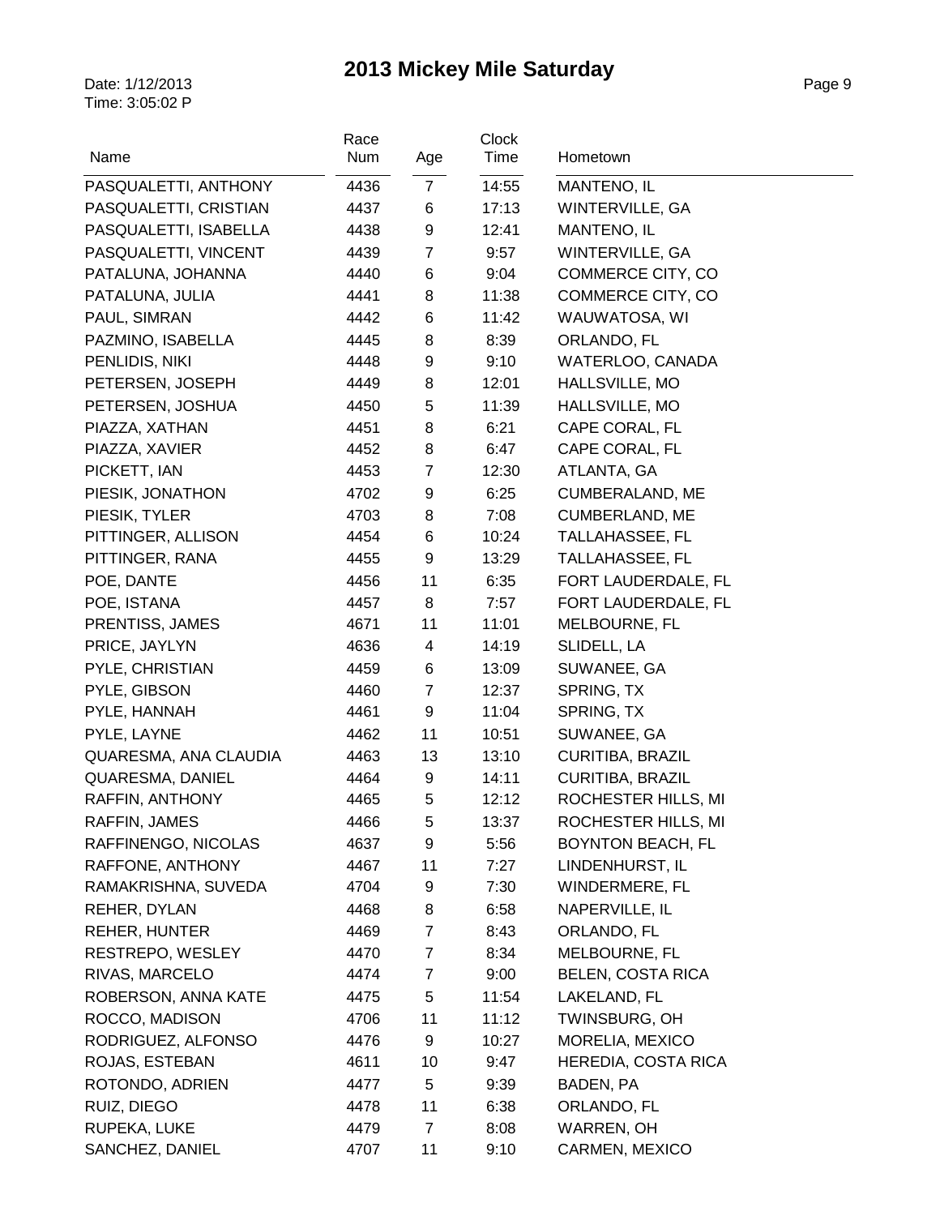# 2013 Mickey Mile Saturday

Date: 1/12/2013
Time: 3:05:02 P

| Name | Race Num | Age | Clock Time | Hometown |
|---|---|---|---|---|
| PASQUALETTI, ANTHONY | 4436 | 7 | 14:55 | MANTENO, IL |
| PASQUALETTI, CRISTIAN | 4437 | 6 | 17:13 | WINTERVILLE, GA |
| PASQUALETTI, ISABELLA | 4438 | 9 | 12:41 | MANTENO, IL |
| PASQUALETTI, VINCENT | 4439 | 7 | 9:57 | WINTERVILLE, GA |
| PATALUNA, JOHANNA | 4440 | 6 | 9:04 | COMMERCE CITY, CO |
| PATALUNA, JULIA | 4441 | 8 | 11:38 | COMMERCE CITY, CO |
| PAUL, SIMRAN | 4442 | 6 | 11:42 | WAUWATOSA, WI |
| PAZMINO, ISABELLA | 4445 | 8 | 8:39 | ORLANDO, FL |
| PENLIDIS, NIKI | 4448 | 9 | 9:10 | WATERLOO, CANADA |
| PETERSEN, JOSEPH | 4449 | 8 | 12:01 | HALLSVILLE, MO |
| PETERSEN, JOSHUA | 4450 | 5 | 11:39 | HALLSVILLE, MO |
| PIAZZA, XATHAN | 4451 | 8 | 6:21 | CAPE CORAL, FL |
| PIAZZA, XAVIER | 4452 | 8 | 6:47 | CAPE CORAL, FL |
| PICKETT, IAN | 4453 | 7 | 12:30 | ATLANTA, GA |
| PIESIK, JONATHON | 4702 | 9 | 6:25 | CUMBERALAND, ME |
| PIESIK, TYLER | 4703 | 8 | 7:08 | CUMBERLAND, ME |
| PITTINGER, ALLISON | 4454 | 6 | 10:24 | TALLAHASSEE, FL |
| PITTINGER, RANA | 4455 | 9 | 13:29 | TALLAHASSEE, FL |
| POE, DANTE | 4456 | 11 | 6:35 | FORT LAUDERDALE, FL |
| POE, ISTANA | 4457 | 8 | 7:57 | FORT LAUDERDALE, FL |
| PRENTISS, JAMES | 4671 | 11 | 11:01 | MELBOURNE, FL |
| PRICE, JAYLYN | 4636 | 4 | 14:19 | SLIDELL, LA |
| PYLE, CHRISTIAN | 4459 | 6 | 13:09 | SUWANEE, GA |
| PYLE, GIBSON | 4460 | 7 | 12:37 | SPRING, TX |
| PYLE, HANNAH | 4461 | 9 | 11:04 | SPRING, TX |
| PYLE, LAYNE | 4462 | 11 | 10:51 | SUWANEE, GA |
| QUARESMA, ANA CLAUDIA | 4463 | 13 | 13:10 | CURITIBA, BRAZIL |
| QUARESMA, DANIEL | 4464 | 9 | 14:11 | CURITIBA, BRAZIL |
| RAFFIN, ANTHONY | 4465 | 5 | 12:12 | ROCHESTER HILLS, MI |
| RAFFIN, JAMES | 4466 | 5 | 13:37 | ROCHESTER HILLS, MI |
| RAFFINENGO, NICOLAS | 4637 | 9 | 5:56 | BOYNTON BEACH, FL |
| RAFFONE, ANTHONY | 4467 | 11 | 7:27 | LINDENHURST, IL |
| RAMAKRISHNA, SUVEDA | 4704 | 9 | 7:30 | WINDERMERE, FL |
| REHER, DYLAN | 4468 | 8 | 6:58 | NAPERVILLE, IL |
| REHER, HUNTER | 4469 | 7 | 8:43 | ORLANDO, FL |
| RESTREPO, WESLEY | 4470 | 7 | 8:34 | MELBOURNE, FL |
| RIVAS, MARCELO | 4474 | 7 | 9:00 | BELEN, COSTA RICA |
| ROBERSON, ANNA KATE | 4475 | 5 | 11:54 | LAKELAND, FL |
| ROCCO, MADISON | 4706 | 11 | 11:12 | TWINSBURG, OH |
| RODRIGUEZ, ALFONSO | 4476 | 9 | 10:27 | MORELIA, MEXICO |
| ROJAS, ESTEBAN | 4611 | 10 | 9:47 | HEREDIA, COSTA RICA |
| ROTONDO, ADRIEN | 4477 | 5 | 9:39 | BADEN, PA |
| RUIZ, DIEGO | 4478 | 11 | 6:38 | ORLANDO, FL |
| RUPEKA, LUKE | 4479 | 7 | 8:08 | WARREN, OH |
| SANCHEZ, DANIEL | 4707 | 11 | 9:10 | CARMEN, MEXICO |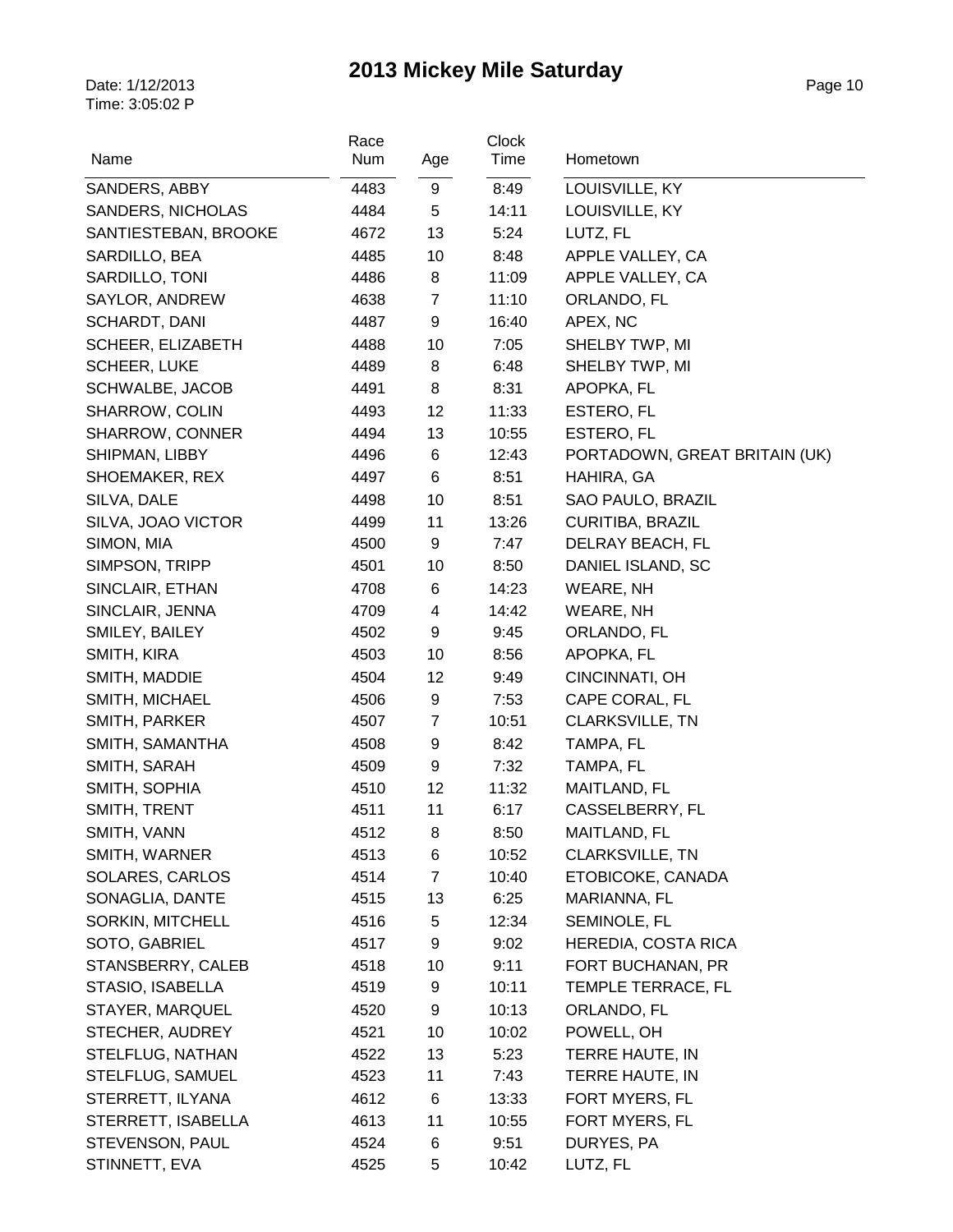# 2013 Mickey Mile Saturday

Date: 1/12/2013
Time: 3:05:02 P

| Name | Race Num | Age | Clock Time | Hometown |
|---|---|---|---|---|
| SANDERS, ABBY | 4483 | 9 | 8:49 | LOUISVILLE, KY |
| SANDERS, NICHOLAS | 4484 | 5 | 14:11 | LOUISVILLE, KY |
| SANTIESTEBAN, BROOKE | 4672 | 13 | 5:24 | LUTZ, FL |
| SARDILLO, BEA | 4485 | 10 | 8:48 | APPLE VALLEY, CA |
| SARDILLO, TONI | 4486 | 8 | 11:09 | APPLE VALLEY, CA |
| SAYLOR, ANDREW | 4638 | 7 | 11:10 | ORLANDO, FL |
| SCHARDT, DANI | 4487 | 9 | 16:40 | APEX, NC |
| SCHEER, ELIZABETH | 4488 | 10 | 7:05 | SHELBY TWP, MI |
| SCHEER, LUKE | 4489 | 8 | 6:48 | SHELBY TWP, MI |
| SCHWALBE, JACOB | 4491 | 8 | 8:31 | APOPKA, FL |
| SHARROW, COLIN | 4493 | 12 | 11:33 | ESTERO, FL |
| SHARROW, CONNER | 4494 | 13 | 10:55 | ESTERO, FL |
| SHIPMAN, LIBBY | 4496 | 6 | 12:43 | PORTADOWN, GREAT BRITAIN (UK) |
| SHOEMAKER, REX | 4497 | 6 | 8:51 | HAHIRA, GA |
| SILVA, DALE | 4498 | 10 | 8:51 | SAO PAULO, BRAZIL |
| SILVA, JOAO VICTOR | 4499 | 11 | 13:26 | CURITIBA, BRAZIL |
| SIMON, MIA | 4500 | 9 | 7:47 | DELRAY BEACH, FL |
| SIMPSON, TRIPP | 4501 | 10 | 8:50 | DANIEL ISLAND, SC |
| SINCLAIR, ETHAN | 4708 | 6 | 14:23 | WEARE, NH |
| SINCLAIR, JENNA | 4709 | 4 | 14:42 | WEARE, NH |
| SMILEY, BAILEY | 4502 | 9 | 9:45 | ORLANDO, FL |
| SMITH, KIRA | 4503 | 10 | 8:56 | APOPKA, FL |
| SMITH, MADDIE | 4504 | 12 | 9:49 | CINCINNATI, OH |
| SMITH, MICHAEL | 4506 | 9 | 7:53 | CAPE CORAL, FL |
| SMITH, PARKER | 4507 | 7 | 10:51 | CLARKSVILLE, TN |
| SMITH, SAMANTHA | 4508 | 9 | 8:42 | TAMPA, FL |
| SMITH, SARAH | 4509 | 9 | 7:32 | TAMPA, FL |
| SMITH, SOPHIA | 4510 | 12 | 11:32 | MAITLAND, FL |
| SMITH, TRENT | 4511 | 11 | 6:17 | CASSELBERRY, FL |
| SMITH, VANN | 4512 | 8 | 8:50 | MAITLAND, FL |
| SMITH, WARNER | 4513 | 6 | 10:52 | CLARKSVILLE, TN |
| SOLARES, CARLOS | 4514 | 7 | 10:40 | ETOBICOKE, CANADA |
| SONAGLIA, DANTE | 4515 | 13 | 6:25 | MARIANNA, FL |
| SORKIN, MITCHELL | 4516 | 5 | 12:34 | SEMINOLE, FL |
| SOTO, GABRIEL | 4517 | 9 | 9:02 | HEREDIA, COSTA RICA |
| STANSBERRY, CALEB | 4518 | 10 | 9:11 | FORT BUCHANAN, PR |
| STASIO, ISABELLA | 4519 | 9 | 10:11 | TEMPLE TERRACE, FL |
| STAYER, MARQUEL | 4520 | 9 | 10:13 | ORLANDO, FL |
| STECHER, AUDREY | 4521 | 10 | 10:02 | POWELL, OH |
| STELFLUG, NATHAN | 4522 | 13 | 5:23 | TERRE HAUTE, IN |
| STELFLUG, SAMUEL | 4523 | 11 | 7:43 | TERRE HAUTE, IN |
| STERRETT, ILYANA | 4612 | 6 | 13:33 | FORT MYERS, FL |
| STERRETT, ISABELLA | 4613 | 11 | 10:55 | FORT MYERS, FL |
| STEVENSON, PAUL | 4524 | 6 | 9:51 | DURYES, PA |
| STINNETT, EVA | 4525 | 5 | 10:42 | LUTZ, FL |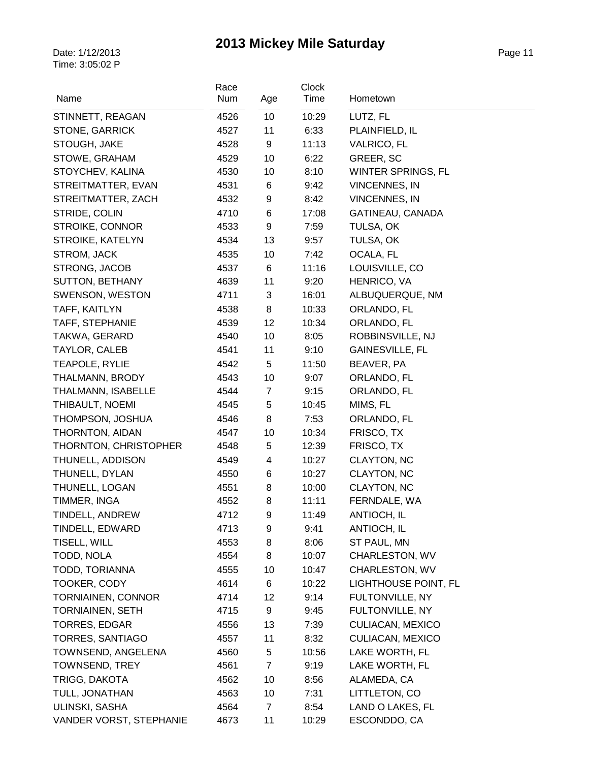# 2013 Mickey Mile Saturday

Date: 1/12/2013
Time: 3:05:02 P

| Name | Race Num | Age | Clock Time | Hometown |
|---|---|---|---|---|
| STINNETT, REAGAN | 4526 | 10 | 10:29 | LUTZ, FL |
| STONE, GARRICK | 4527 | 11 | 6:33 | PLAINFIELD, IL |
| STOUGH, JAKE | 4528 | 9 | 11:13 | VALRICO, FL |
| STOWE, GRAHAM | 4529 | 10 | 6:22 | GREER, SC |
| STOYCHEV, KALINA | 4530 | 10 | 8:10 | WINTER SPRINGS, FL |
| STREITMATTER, EVAN | 4531 | 6 | 9:42 | VINCENNES, IN |
| STREITMATTER, ZACH | 4532 | 9 | 8:42 | VINCENNES, IN |
| STRIDE, COLIN | 4710 | 6 | 17:08 | GATINEAU, CANADA |
| STROIKE, CONNOR | 4533 | 9 | 7:59 | TULSA, OK |
| STROIKE, KATELYN | 4534 | 13 | 9:57 | TULSA, OK |
| STROM, JACK | 4535 | 10 | 7:42 | OCALA, FL |
| STRONG, JACOB | 4537 | 6 | 11:16 | LOUISVILLE, CO |
| SUTTON, BETHANY | 4639 | 11 | 9:20 | HENRICO, VA |
| SWENSON, WESTON | 4711 | 3 | 16:01 | ALBUQUERQUE, NM |
| TAFF, KAITLYN | 4538 | 8 | 10:33 | ORLANDO, FL |
| TAFF, STEPHANIE | 4539 | 12 | 10:34 | ORLANDO, FL |
| TAKWA, GERARD | 4540 | 10 | 8:05 | ROBBINSVILLE, NJ |
| TAYLOR, CALEB | 4541 | 11 | 9:10 | GAINESVILLE, FL |
| TEAPOLE, RYLIE | 4542 | 5 | 11:50 | BEAVER, PA |
| THALMANN, BRODY | 4543 | 10 | 9:07 | ORLANDO, FL |
| THALMANN, ISABELLE | 4544 | 7 | 9:15 | ORLANDO, FL |
| THIBAULT, NOEMI | 4545 | 5 | 10:45 | MIMS, FL |
| THOMPSON, JOSHUA | 4546 | 8 | 7:53 | ORLANDO, FL |
| THORNTON, AIDAN | 4547 | 10 | 10:34 | FRISCO, TX |
| THORNTON, CHRISTOPHER | 4548 | 5 | 12:39 | FRISCO, TX |
| THUNELL, ADDISON | 4549 | 4 | 10:27 | CLAYTON, NC |
| THUNELL, DYLAN | 4550 | 6 | 10:27 | CLAYTON, NC |
| THUNELL, LOGAN | 4551 | 8 | 10:00 | CLAYTON, NC |
| TIMMER, INGA | 4552 | 8 | 11:11 | FERNDALE, WA |
| TINDELL, ANDREW | 4712 | 9 | 11:49 | ANTIOCH, IL |
| TINDELL, EDWARD | 4713 | 9 | 9:41 | ANTIOCH, IL |
| TISELL, WILL | 4553 | 8 | 8:06 | ST PAUL, MN |
| TODD, NOLA | 4554 | 8 | 10:07 | CHARLESTON, WV |
| TODD, TORIANNA | 4555 | 10 | 10:47 | CHARLESTON, WV |
| TOOKER, CODY | 4614 | 6 | 10:22 | LIGHTHOUSE POINT, FL |
| TORNIAINEN, CONNOR | 4714 | 12 | 9:14 | FULTONVILLE, NY |
| TORNIAINEN, SETH | 4715 | 9 | 9:45 | FULTONVILLE, NY |
| TORRES, EDGAR | 4556 | 13 | 7:39 | CULIACAN, MEXICO |
| TORRES, SANTIAGO | 4557 | 11 | 8:32 | CULIACAN, MEXICO |
| TOWNSEND, ANGELENA | 4560 | 5 | 10:56 | LAKE WORTH, FL |
| TOWNSEND, TREY | 4561 | 7 | 9:19 | LAKE WORTH, FL |
| TRIGG, DAKOTA | 4562 | 10 | 8:56 | ALAMEDA, CA |
| TULL, JONATHAN | 4563 | 10 | 7:31 | LITTLETON, CO |
| ULINSKI, SASHA | 4564 | 7 | 8:54 | LAND O LAKES, FL |
| VANDER VORST, STEPHANIE | 4673 | 11 | 10:29 | ESCONDDO, CA |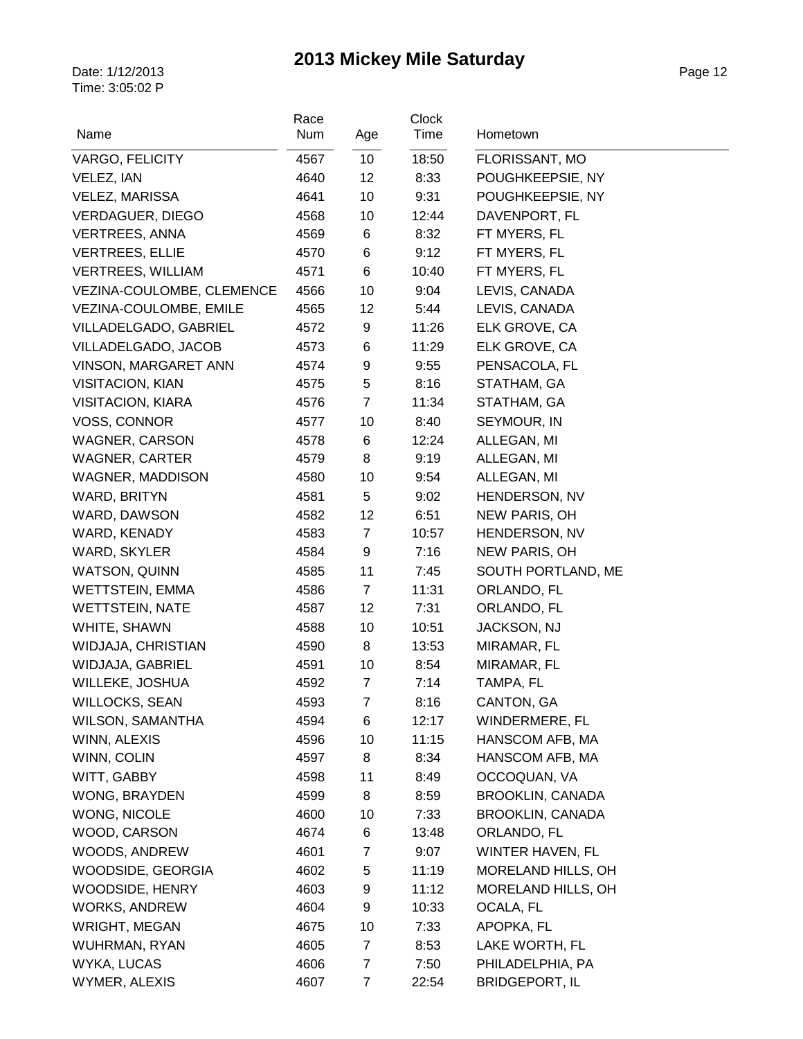# 2013 Mickey Mile Saturday

Date: 1/12/2013
Time: 3:05:02 P

| Name | Race Num | Age | Clock Time | Hometown |
|---|---|---|---|---|
| VARGO, FELICITY | 4567 | 10 | 18:50 | FLORISSANT, MO |
| VELEZ, IAN | 4640 | 12 | 8:33 | POUGHKEEPSIE, NY |
| VELEZ, MARISSA | 4641 | 10 | 9:31 | POUGHKEEPSIE, NY |
| VERDAGUER, DIEGO | 4568 | 10 | 12:44 | DAVENPORT, FL |
| VERTREES, ANNA | 4569 | 6 | 8:32 | FT MYERS, FL |
| VERTREES, ELLIE | 4570 | 6 | 9:12 | FT MYERS, FL |
| VERTREES, WILLIAM | 4571 | 6 | 10:40 | FT MYERS, FL |
| VEZINA-COULOMBE, CLEMENCE | 4566 | 10 | 9:04 | LEVIS, CANADA |
| VEZINA-COULOMBE, EMILE | 4565 | 12 | 5:44 | LEVIS, CANADA |
| VILLADELGADO, GABRIEL | 4572 | 9 | 11:26 | ELK GROVE, CA |
| VILLADELGADO, JACOB | 4573 | 6 | 11:29 | ELK GROVE, CA |
| VINSON, MARGARET ANN | 4574 | 9 | 9:55 | PENSACOLA, FL |
| VISITACION, KIAN | 4575 | 5 | 8:16 | STATHAM, GA |
| VISITACION, KIARA | 4576 | 7 | 11:34 | STATHAM, GA |
| VOSS, CONNOR | 4577 | 10 | 8:40 | SEYMOUR, IN |
| WAGNER, CARSON | 4578 | 6 | 12:24 | ALLEGAN, MI |
| WAGNER, CARTER | 4579 | 8 | 9:19 | ALLEGAN, MI |
| WAGNER, MADDISON | 4580 | 10 | 9:54 | ALLEGAN, MI |
| WARD, BRITYN | 4581 | 5 | 9:02 | HENDERSON, NV |
| WARD, DAWSON | 4582 | 12 | 6:51 | NEW PARIS, OH |
| WARD, KENADY | 4583 | 7 | 10:57 | HENDERSON, NV |
| WARD, SKYLER | 4584 | 9 | 7:16 | NEW PARIS, OH |
| WATSON, QUINN | 4585 | 11 | 7:45 | SOUTH PORTLAND, ME |
| WETTSTEIN, EMMA | 4586 | 7 | 11:31 | ORLANDO, FL |
| WETTSTEIN, NATE | 4587 | 12 | 7:31 | ORLANDO, FL |
| WHITE, SHAWN | 4588 | 10 | 10:51 | JACKSON, NJ |
| WIDJAJA, CHRISTIAN | 4590 | 8 | 13:53 | MIRAMAR, FL |
| WIDJAJA, GABRIEL | 4591 | 10 | 8:54 | MIRAMAR, FL |
| WILLEKE, JOSHUA | 4592 | 7 | 7:14 | TAMPA, FL |
| WILLOCKS, SEAN | 4593 | 7 | 8:16 | CANTON, GA |
| WILSON, SAMANTHA | 4594 | 6 | 12:17 | WINDERMERE, FL |
| WINN, ALEXIS | 4596 | 10 | 11:15 | HANSCOM AFB, MA |
| WINN, COLIN | 4597 | 8 | 8:34 | HANSCOM AFB, MA |
| WITT, GABBY | 4598 | 11 | 8:49 | OCCOQUAN, VA |
| WONG, BRAYDEN | 4599 | 8 | 8:59 | BROOKLIN, CANADA |
| WONG, NICOLE | 4600 | 10 | 7:33 | BROOKLIN, CANADA |
| WOOD, CARSON | 4674 | 6 | 13:48 | ORLANDO, FL |
| WOODS, ANDREW | 4601 | 7 | 9:07 | WINTER HAVEN, FL |
| WOODSIDE, GEORGIA | 4602 | 5 | 11:19 | MORELAND HILLS, OH |
| WOODSIDE, HENRY | 4603 | 9 | 11:12 | MORELAND HILLS, OH |
| WORKS, ANDREW | 4604 | 9 | 10:33 | OCALA, FL |
| WRIGHT, MEGAN | 4675 | 10 | 7:33 | APOPKA, FL |
| WUHRMAN, RYAN | 4605 | 7 | 8:53 | LAKE WORTH, FL |
| WYKA, LUCAS | 4606 | 7 | 7:50 | PHILADELPHIA, PA |
| WYMER, ALEXIS | 4607 | 7 | 22:54 | BRIDGEPORT, IL |